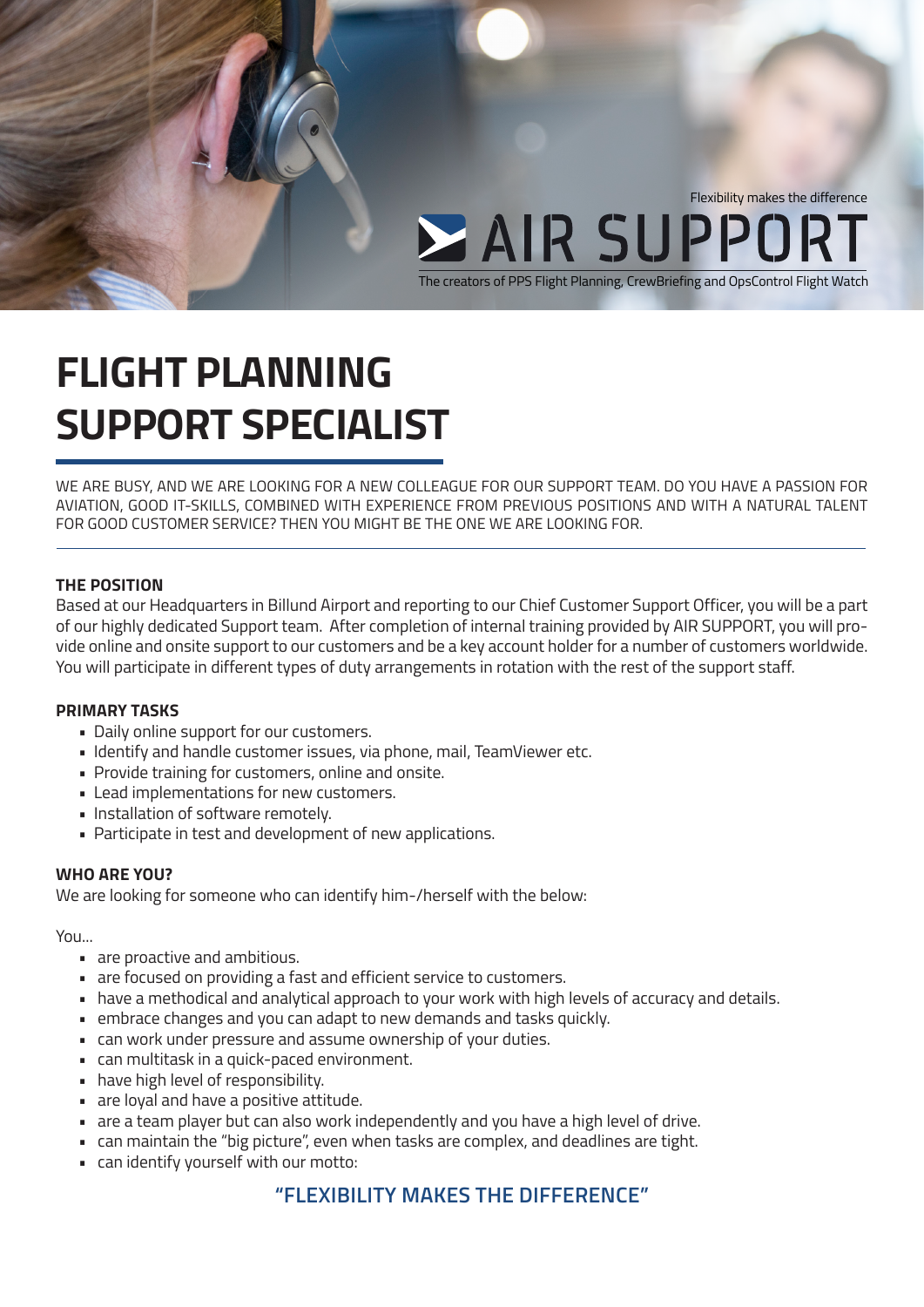Flexibility makes the difference

AIR SUPPORT

The creators of PPS Flight Planning, CrewBriefing and OpsControl Flight Watch

# FLIGHT PLANNING SUPPORT SPECIALIST

WE ARE BUSY, AND WE ARE LOOKING FOR A NEW COLLEAGUE FOR OUR SUPPORT TEAM. DO YOU HAVE A PASSION FOR AVIATION, GOOD IT-SKILLS, COMBINED WITH EXPERIENCE FROM PREVIOUS POSITIONS AND WITH A NATURAL TALENT FOR GOOD CUSTOMER SERVICE? THEN YOU MIGHT BE THE ONE WE ARE LOOKING FOR.

---

**THE POSITION**

Based at our Headquarters in Billund Airport and reporting to our Chief Customer Support Officer, you will be a part of our highly dedicated Support team. After completion of internal training provided by AIR SUPPORT, you will provide online and onsite support to our customers and be a key account holder for a number of customers worldwide. You will participate in different types of duty arrangements in rotation with the rest of the support staff.

**PRIMARY TASKS**

- Daily online support for our customers.
- Identify and handle customer issues, via phone, mail, TeamViewer etc.
- Provide training for customers, online and onsite.
- Lead implementations for new customers.
- Installation of software remotely.
- Participate in test and development of new applications.

**WHO ARE YOU?**

We are looking for someone who can identify him-/herself with the below:

You...

- are proactive and ambitious.
- are focused on providing a fast and efficient service to customers.
- have a methodical and analytical approach to your work with high levels of accuracy and details.
- embrace changes and you can adapt to new demands and tasks quickly.
- can work under pressure and assume ownership of your duties.
- can multitask in a quick-paced environment.
- have high level of responsibility.
- are loyal and have a positive attitude.
- are a team player but can also work independently and you have a high level of drive.
- can maintain the "big picture", even when tasks are complex, and deadlines are tight.
- can identify yourself with our motto:

**"FLEXIBILITY MAKES THE DIFFERENCE"**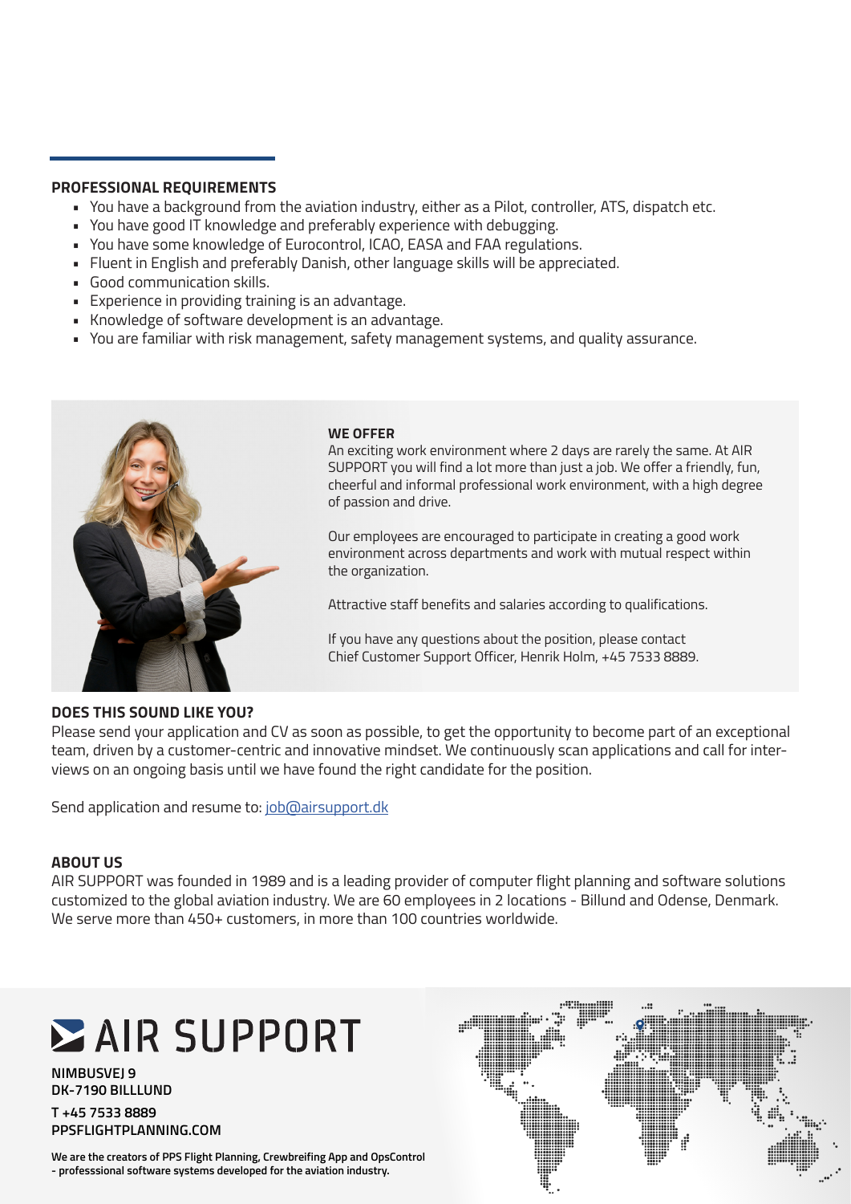## PROFESSIONAL REQUIREMENTS

- You have a background from the aviation industry, either as a Pilot, controller, ATS, dispatch etc.
- You have good IT knowledge and preferably experience with debugging.
- You have some knowledge of Eurocontrol, ICAO, EASA and FAA regulations.
- Fluent in English and preferably Danish, other language skills will be appreciated.
- Good communication skills.
- Experience in providing training is an advantage.
- Knowledge of software development is an advantage.
- You are familiar with risk management, safety management systems, and quality assurance.

## WE OFFER

An exciting work environment where 2 days are rarely the same. At AIR SUPPORT you will find a lot more than just a job. We offer a friendly, fun, cheerful and informal professional work environment, with a high degree of passion and drive.

Our employees are encouraged to participate in creating a good work environment across departments and work with mutual respect within the organization.

Attractive staff benefits and salaries according to qualifications.

If you have any questions about the position, please contact Chief Customer Support Officer, Henrik Holm, +45 7533 8889.

## DOES THIS SOUND LIKE YOU?

Please send your application and CV as soon as possible, to get the opportunity to become part of an exceptional team, driven by a customer-centric and innovative mindset. We continuously scan applications and call for interviews on an ongoing basis until we have found the right candidate for the position.

Send application and resume to: [job@airsupport.dk](mailto:job@airsupport.dk)

## ABOUT US

AIR SUPPORT was founded in 1989 and is a leading provider of computer flight planning and software solutions customized to the global aviation industry. We are 60 employees in 2 locations - Billund and Odense, Denmark. We serve more than 450+ customers, in more than 100 countries worldwide.

# AIR SUPPORT

**NIMBUSVEJ 9**
**DK-7190 BILLLUND**

**T +45 7533 8889**
**PPSFLIGHTPLANNING.COM**

**We are the creators of PPS Flight Planning, Crewbreifing App and OpsControl - professsional software systems developed for the aviation industry.**